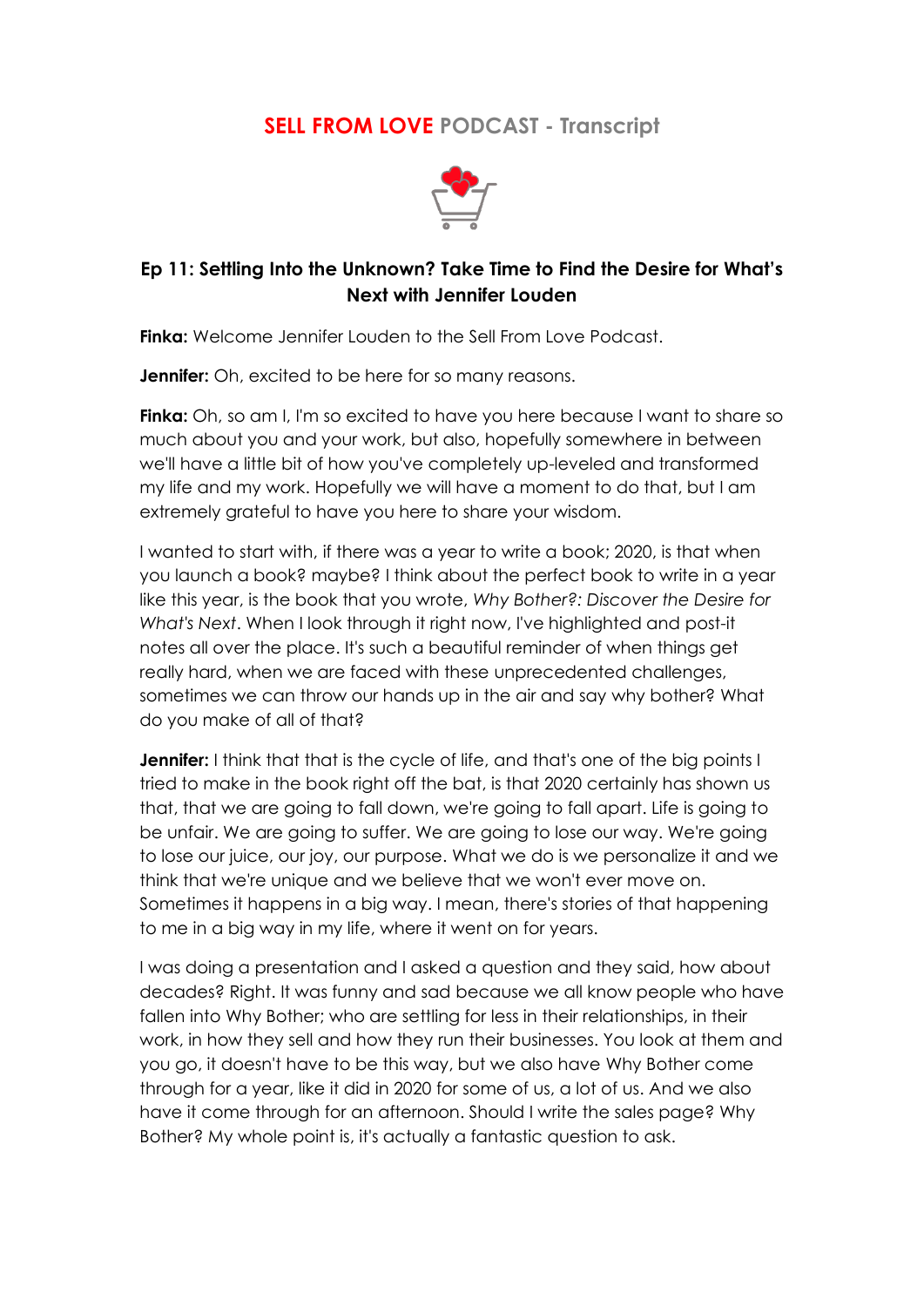# SELL FROM LOVE PODCAST - Transcript

## Ep 11: Settling Into the Unknown? Take Time to Find the Desire for What's Next with Jennifer Louden

**Finka:** Welcome Jennifer Louden to the Sell From Love Podcast.

**Jennifer:** Oh, excited to be here for so many reasons.

**Finka:** Oh, so am I, I'm so excited to have you here because I want to share so much about you and your work, but also, hopefully somewhere in between we'll have a little bit of how you've completely up-leveled and transformed my life and my work. Hopefully we will have a moment to do that, but I am extremely grateful to have you here to share your wisdom.

I wanted to start with, if there was a year to write a book; 2020, is that when you launch a book? maybe? I think about the perfect book to write in a year like this year, is the book that you wrote, *Why Bother?: Discover the Desire for What's Next*. When I look through it right now, I've highlighted and post-it notes all over the place. It's such a beautiful reminder of when things get really hard, when we are faced with these unprecedented challenges, sometimes we can throw our hands up in the air and say why bother? What do you make of all of that?

**Jennifer:** I think that that is the cycle of life, and that's one of the big points I tried to make in the book right off the bat, is that 2020 certainly has shown us that, that we are going to fall down, we're going to fall apart. Life is going to be unfair. We are going to suffer. We are going to lose our way. We're going to lose our juice, our joy, our purpose. What we do is we personalize it and we think that we're unique and we believe that we won't ever move on. Sometimes it happens in a big way. I mean, there's stories of that happening to me in a big way in my life, where it went on for years.

I was doing a presentation and I asked a question and they said, how about decades? Right. It was funny and sad because we all know people who have fallen into Why Bother; who are settling for less in their relationships, in their work, in how they sell and how they run their businesses. You look at them and you go, it doesn't have to be this way, but we also have Why Bother come through for a year, like it did in 2020 for some of us, a lot of us. And we also have it come through for an afternoon. Should I write the sales page? Why Bother? My whole point is, it's actually a fantastic question to ask.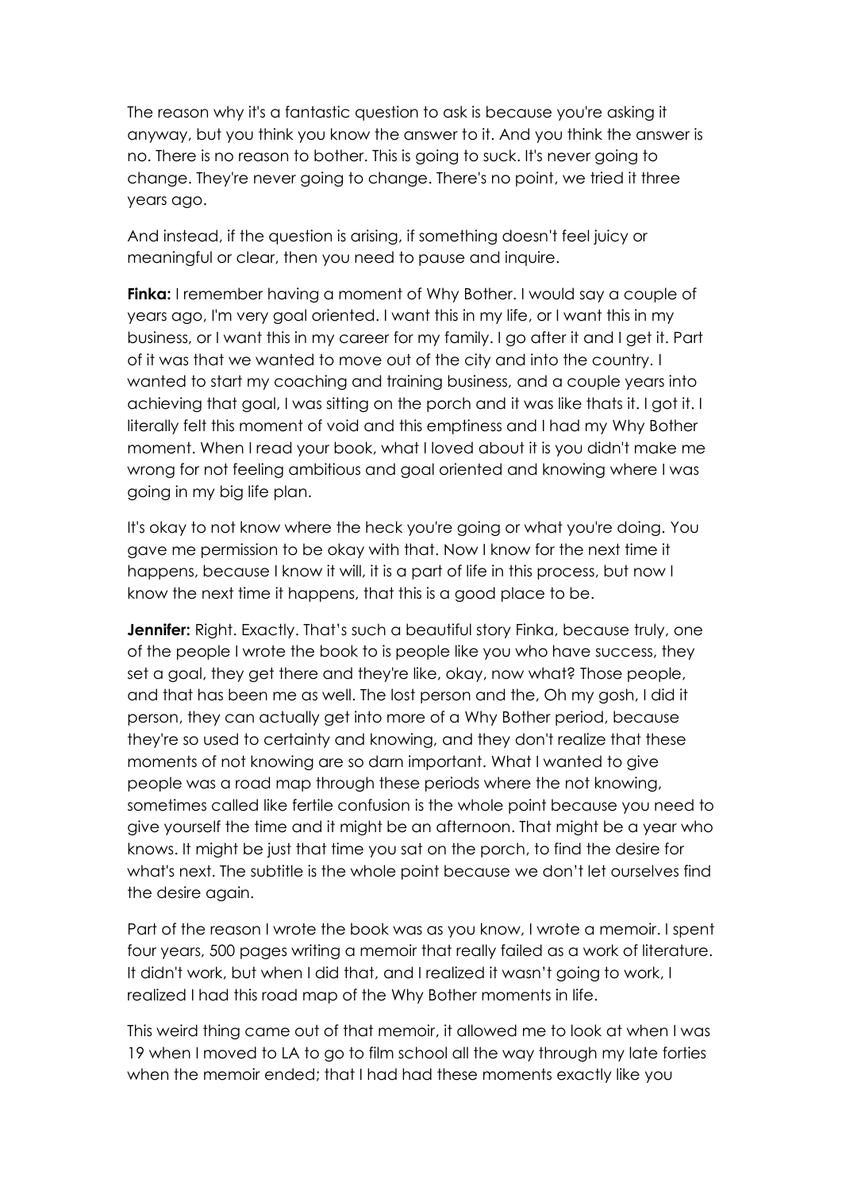The reason why it's a fantastic question to ask is because you're asking it anyway, but you think you know the answer to it. And you think the answer is no. There is no reason to bother. This is going to suck. It's never going to change. They're never going to change. There's no point, we tried it three years ago.

And instead, if the question is arising, if something doesn't feel juicy or meaningful or clear, then you need to pause and inquire.

**Finka:** I remember having a moment of Why Bother. I would say a couple of years ago, I'm very goal oriented. I want this in my life, or I want this in my business, or I want this in my career for my family. I go after it and I get it. Part of it was that we wanted to move out of the city and into the country. I wanted to start my coaching and training business, and a couple years into achieving that goal, I was sitting on the porch and it was like thats it. I got it. I literally felt this moment of void and this emptiness and I had my Why Bother moment. When I read your book, what I loved about it is you didn't make me wrong for not feeling ambitious and goal oriented and knowing where I was going in my big life plan.

It's okay to not know where the heck you're going or what you're doing. You gave me permission to be okay with that. Now I know for the next time it happens, because I know it will, it is a part of life in this process, but now I know the next time it happens, that this is a good place to be.

**Jennifer:** Right. Exactly. That's such a beautiful story Finka, because truly, one of the people I wrote the book to is people like you who have success, they set a goal, they get there and they're like, okay, now what? Those people, and that has been me as well. The lost person and the, Oh my gosh, I did it person, they can actually get into more of a Why Bother period, because they're so used to certainty and knowing, and they don't realize that these moments of not knowing are so darn important. What I wanted to give people was a road map through these periods where the not knowing, sometimes called like fertile confusion is the whole point because you need to give yourself the time and it might be an afternoon. That might be a year who knows. It might be just that time you sat on the porch, to find the desire for what's next. The subtitle is the whole point because we don't let ourselves find the desire again.

Part of the reason I wrote the book was as you know, I wrote a memoir. I spent four years, 500 pages writing a memoir that really failed as a work of literature. It didn't work, but when I did that, and I realized it wasn't going to work, I realized I had this road map of the Why Bother moments in life.

This weird thing came out of that memoir, it allowed me to look at when I was 19 when I moved to LA to go to film school all the way through my late forties when the memoir ended; that I had had these moments exactly like you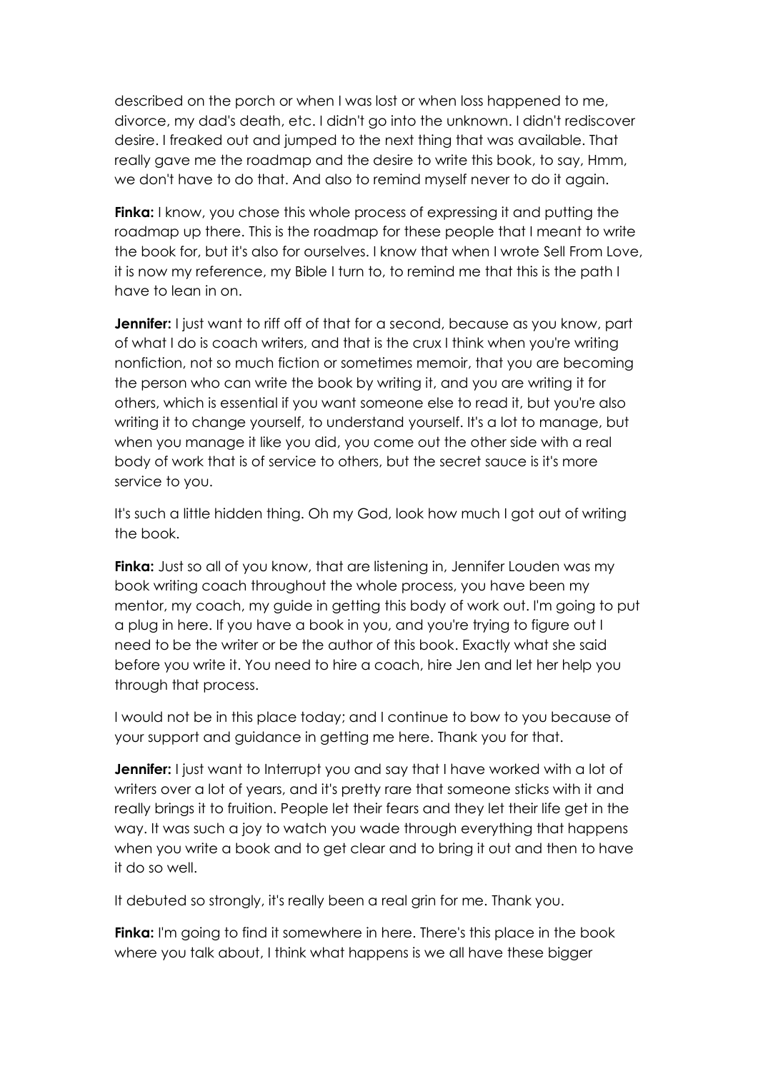described on the porch or when I was lost or when loss happened to me, divorce, my dad's death, etc. I didn't go into the unknown. I didn't rediscover desire. I freaked out and jumped to the next thing that was available. That really gave me the roadmap and the desire to write this book, to say, Hmm, we don't have to do that. And also to remind myself never to do it again.

**Finka:** I know, you chose this whole process of expressing it and putting the roadmap up there. This is the roadmap for these people that I meant to write the book for, but it's also for ourselves. I know that when I wrote Sell From Love, it is now my reference, my Bible I turn to, to remind me that this is the path I have to lean in on.

**Jennifer:** I just want to riff off of that for a second, because as you know, part of what I do is coach writers, and that is the crux I think when you're writing nonfiction, not so much fiction or sometimes memoir, that you are becoming the person who can write the book by writing it, and you are writing it for others, which is essential if you want someone else to read it, but you're also writing it to change yourself, to understand yourself. It's a lot to manage, but when you manage it like you did, you come out the other side with a real body of work that is of service to others, but the secret sauce is it's more service to you.

It's such a little hidden thing. Oh my God, look how much I got out of writing the book.

**Finka:** Just so all of you know, that are listening in, Jennifer Louden was my book writing coach throughout the whole process, you have been my mentor, my coach, my guide in getting this body of work out. I'm going to put a plug in here. If you have a book in you, and you're trying to figure out I need to be the writer or be the author of this book. Exactly what she said before you write it. You need to hire a coach, hire Jen and let her help you through that process.

I would not be in this place today; and I continue to bow to you because of your support and guidance in getting me here. Thank you for that.

**Jennifer:** I just want to Interrupt you and say that I have worked with a lot of writers over a lot of years, and it's pretty rare that someone sticks with it and really brings it to fruition. People let their fears and they let their life get in the way. It was such a joy to watch you wade through everything that happens when you write a book and to get clear and to bring it out and then to have it do so well.

It debuted so strongly, it's really been a real grin for me. Thank you.

**Finka:** I'm going to find it somewhere in here. There's this place in the book where you talk about, I think what happens is we all have these bigger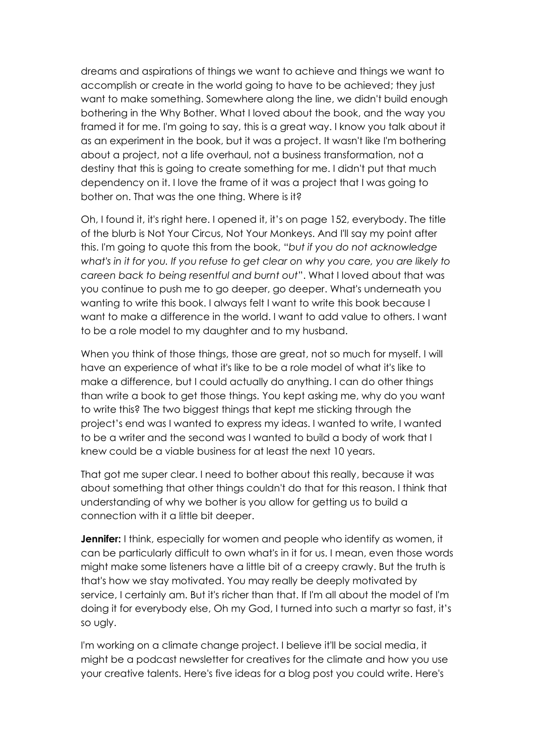dreams and aspirations of things we want to achieve and things we want to accomplish or create in the world going to have to be achieved; they just want to make something. Somewhere along the line, we didn't build enough bothering in the Why Bother. What I loved about the book, and the way you framed it for me. I'm going to say, this is a great way. I know you talk about it as an experiment in the book, but it was a project. It wasn't like I'm bothering about a project, not a life overhaul, not a business transformation, not a destiny that this is going to create something for me. I didn't put that much dependency on it. I love the frame of it was a project that I was going to bother on. That was the one thing. Where is it?

Oh, I found it, it's right here. I opened it, it's on page 152, everybody. The title of the blurb is Not Your Circus, Not Your Monkeys. And I'll say my point after this. I'm going to quote this from the book, "*but if you do not acknowledge what's in it for you. If you refuse to get clear on why you care, you are likely to careen back to being resentful and burnt out*". What I loved about that was you continue to push me to go deeper, go deeper. What's underneath you wanting to write this book. I always felt I want to write this book because I want to make a difference in the world. I want to add value to others. I want to be a role model to my daughter and to my husband.

When you think of those things, those are great, not so much for myself. I will have an experience of what it's like to be a role model of what it's like to make a difference, but I could actually do anything. I can do other things than write a book to get those things. You kept asking me, why do you want to write this? The two biggest things that kept me sticking through the project's end was I wanted to express my ideas. I wanted to write, I wanted to be a writer and the second was I wanted to build a body of work that I knew could be a viable business for at least the next 10 years.

That got me super clear. I need to bother about this really, because it was about something that other things couldn't do that for this reason. I think that understanding of why we bother is you allow for getting us to build a connection with it a little bit deeper.

**Jennifer:** I think, especially for women and people who identify as women, it can be particularly difficult to own what's in it for us. I mean, even those words might make some listeners have a little bit of a creepy crawly. But the truth is that's how we stay motivated. You may really be deeply motivated by service, I certainly am. But it's richer than that. If I'm all about the model of I'm doing it for everybody else, Oh my God, I turned into such a martyr so fast, it's so ugly.

I'm working on a climate change project. I believe it'll be social media, it might be a podcast newsletter for creatives for the climate and how you use your creative talents. Here's five ideas for a blog post you could write. Here's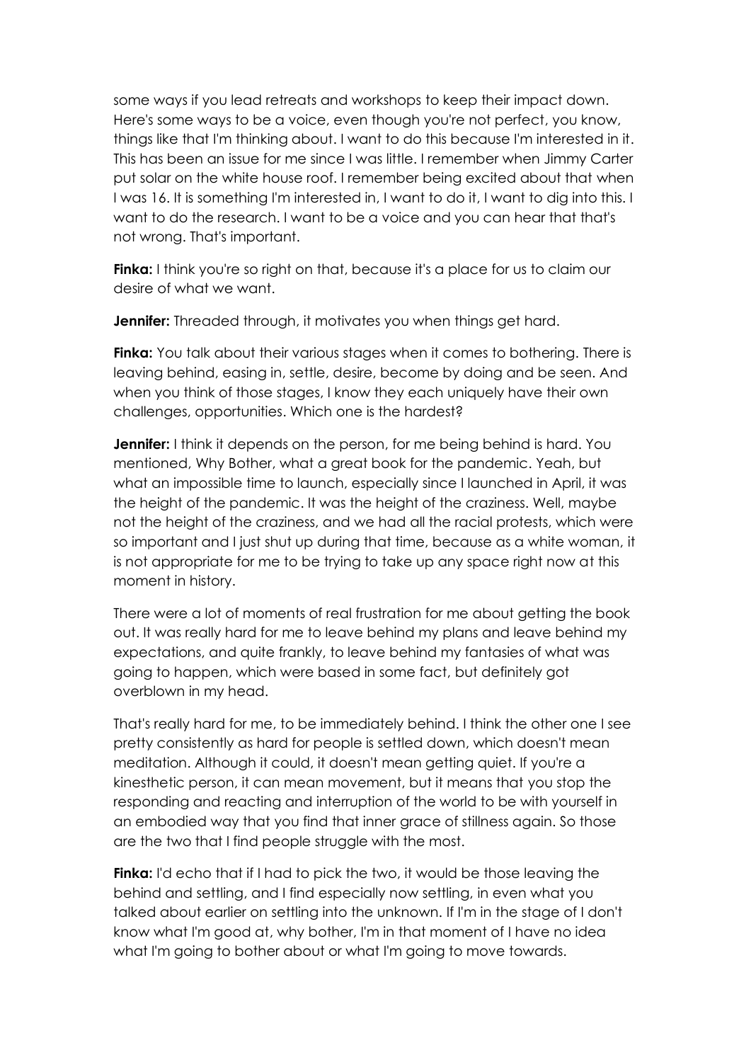some ways if you lead retreats and workshops to keep their impact down. Here's some ways to be a voice, even though you're not perfect, you know, things like that I'm thinking about. I want to do this because I'm interested in it. This has been an issue for me since I was little. I remember when Jimmy Carter put solar on the white house roof. I remember being excited about that when I was 16. It is something I'm interested in, I want to do it, I want to dig into this. I want to do the research. I want to be a voice and you can hear that that's not wrong. That's important.

**Finka:** I think you're so right on that, because it's a place for us to claim our desire of what we want.

**Jennifer:** Threaded through, it motivates you when things get hard.

**Finka:** You talk about their various stages when it comes to bothering. There is leaving behind, easing in, settle, desire, become by doing and be seen. And when you think of those stages, I know they each uniquely have their own challenges, opportunities. Which one is the hardest?

**Jennifer:** I think it depends on the person, for me being behind is hard. You mentioned, Why Bother, what a great book for the pandemic. Yeah, but what an impossible time to launch, especially since I launched in April, it was the height of the pandemic. It was the height of the craziness. Well, maybe not the height of the craziness, and we had all the racial protests, which were so important and I just shut up during that time, because as a white woman, it is not appropriate for me to be trying to take up any space right now at this moment in history.

There were a lot of moments of real frustration for me about getting the book out. It was really hard for me to leave behind my plans and leave behind my expectations, and quite frankly, to leave behind my fantasies of what was going to happen, which were based in some fact, but definitely got overblown in my head.

That's really hard for me, to be immediately behind. I think the other one I see pretty consistently as hard for people is settled down, which doesn't mean meditation. Although it could, it doesn't mean getting quiet. If you're a kinesthetic person, it can mean movement, but it means that you stop the responding and reacting and interruption of the world to be with yourself in an embodied way that you find that inner grace of stillness again. So those are the two that I find people struggle with the most.

**Finka:** I'd echo that if I had to pick the two, it would be those leaving the behind and settling, and I find especially now settling, in even what you talked about earlier on settling into the unknown. If I'm in the stage of I don't know what I'm good at, why bother, I'm in that moment of I have no idea what I'm going to bother about or what I'm going to move towards.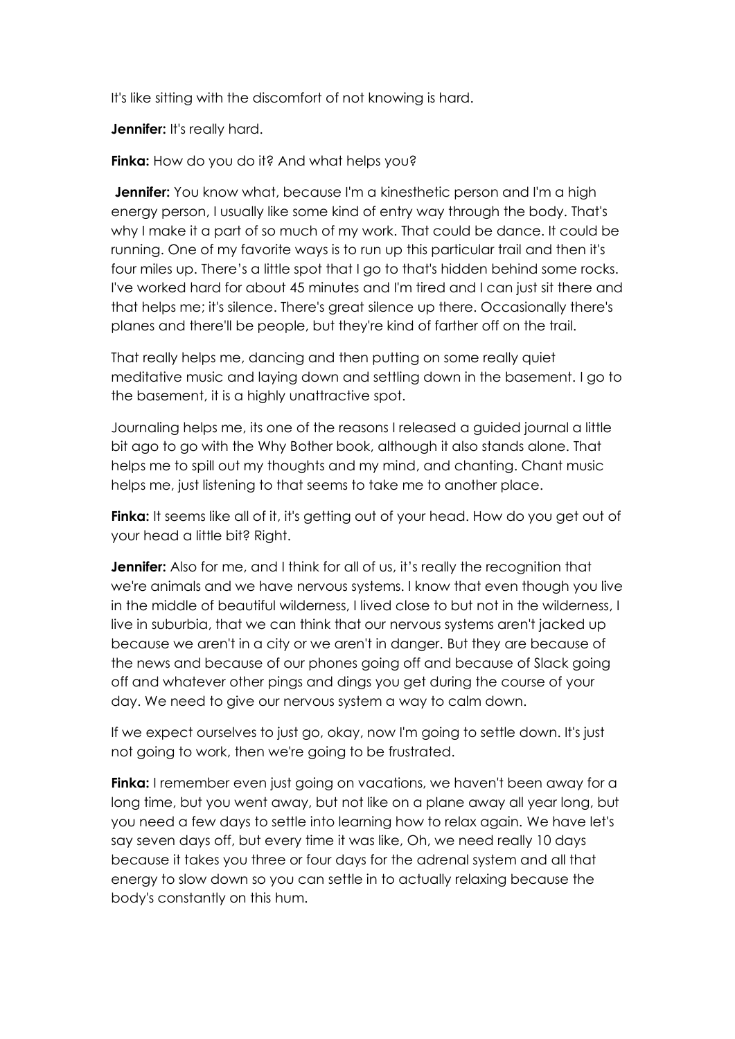It's like sitting with the discomfort of not knowing is hard.

**Jennifer:** It's really hard.

**Finka:** How do you do it? And what helps you?

**Jennifer:** You know what, because I'm a kinesthetic person and I'm a high energy person, I usually like some kind of entry way through the body. That's why I make it a part of so much of my work. That could be dance. It could be running. One of my favorite ways is to run up this particular trail and then it's four miles up. There's a little spot that I go to that's hidden behind some rocks. I've worked hard for about 45 minutes and I'm tired and I can just sit there and that helps me; it's silence. There's great silence up there. Occasionally there's planes and there'll be people, but they're kind of farther off on the trail.

That really helps me, dancing and then putting on some really quiet meditative music and laying down and settling down in the basement. I go to the basement, it is a highly unattractive spot.

Journaling helps me, its one of the reasons I released a guided journal a little bit ago to go with the Why Bother book, although it also stands alone. That helps me to spill out my thoughts and my mind, and chanting. Chant music helps me, just listening to that seems to take me to another place.

**Finka:** It seems like all of it, it's getting out of your head. How do you get out of your head a little bit? Right.

**Jennifer:** Also for me, and I think for all of us, it's really the recognition that we're animals and we have nervous systems. I know that even though you live in the middle of beautiful wilderness, I lived close to but not in the wilderness, I live in suburbia, that we can think that our nervous systems aren't jacked up because we aren't in a city or we aren't in danger. But they are because of the news and because of our phones going off and because of Slack going off and whatever other pings and dings you get during the course of your day. We need to give our nervous system a way to calm down.

If we expect ourselves to just go, okay, now I'm going to settle down. It's just not going to work, then we're going to be frustrated.

**Finka:** I remember even just going on vacations, we haven't been away for a long time, but you went away, but not like on a plane away all year long, but you need a few days to settle into learning how to relax again. We have let's say seven days off, but every time it was like, Oh, we need really 10 days because it takes you three or four days for the adrenal system and all that energy to slow down so you can settle in to actually relaxing because the body's constantly on this hum.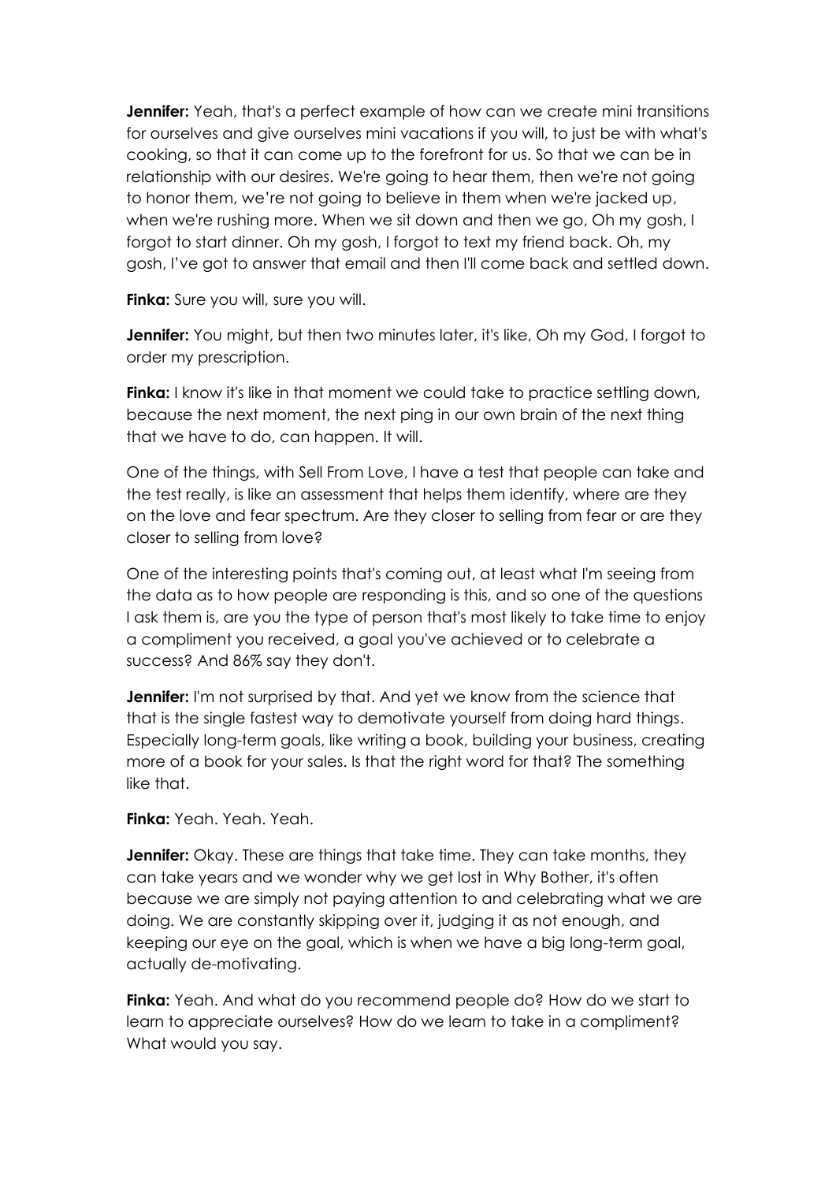**Jennifer:** Yeah, that's a perfect example of how can we create mini transitions for ourselves and give ourselves mini vacations if you will, to just be with what's cooking, so that it can come up to the forefront for us. So that we can be in relationship with our desires. We're going to hear them, then we're not going to honor them, we're not going to believe in them when we're jacked up, when we're rushing more. When we sit down and then we go, Oh my gosh, I forgot to start dinner. Oh my gosh, I forgot to text my friend back. Oh, my gosh, I've got to answer that email and then I'll come back and settled down.

**Finka:** Sure you will, sure you will.

**Jennifer:** You might, but then two minutes later, it's like, Oh my God, I forgot to order my prescription.

**Finka:** I know it's like in that moment we could take to practice settling down, because the next moment, the next ping in our own brain of the next thing that we have to do, can happen. It will.

One of the things, with Sell From Love, I have a test that people can take and the test really, is like an assessment that helps them identify, where are they on the love and fear spectrum. Are they closer to selling from fear or are they closer to selling from love?

One of the interesting points that's coming out, at least what I'm seeing from the data as to how people are responding is this, and so one of the questions I ask them is, are you the type of person that's most likely to take time to enjoy a compliment you received, a goal you've achieved or to celebrate a success? And 86% say they don't.

**Jennifer:** I'm not surprised by that. And yet we know from the science that that is the single fastest way to demotivate yourself from doing hard things. Especially long-term goals, like writing a book, building your business, creating more of a book for your sales. Is that the right word for that? The something like that.

**Finka:** Yeah. Yeah. Yeah.

**Jennifer:** Okay. These are things that take time. They can take months, they can take years and we wonder why we get lost in Why Bother, it's often because we are simply not paying attention to and celebrating what we are doing. We are constantly skipping over it, judging it as not enough, and keeping our eye on the goal, which is when we have a big long-term goal, actually de-motivating.

**Finka:** Yeah. And what do you recommend people do? How do we start to learn to appreciate ourselves? How do we learn to take in a compliment? What would you say.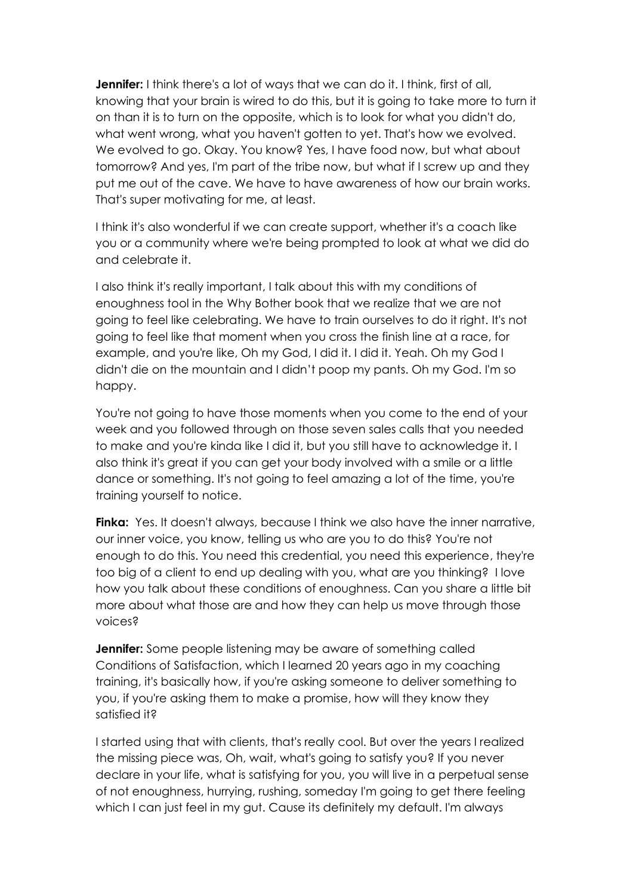**Jennifer:** I think there's a lot of ways that we can do it. I think, first of all, knowing that your brain is wired to do this, but it is going to take more to turn it on than it is to turn on the opposite, which is to look for what you didn't do, what went wrong, what you haven't gotten to yet. That's how we evolved. We evolved to go. Okay. You know? Yes, I have food now, but what about tomorrow? And yes, I'm part of the tribe now, but what if I screw up and they put me out of the cave. We have to have awareness of how our brain works. That's super motivating for me, at least.

I think it's also wonderful if we can create support, whether it's a coach like you or a community where we're being prompted to look at what we did do and celebrate it.

I also think it's really important, I talk about this with my conditions of enoughness tool in the Why Bother book that we realize that we are not going to feel like celebrating. We have to train ourselves to do it right. It's not going to feel like that moment when you cross the finish line at a race, for example, and you're like, Oh my God, I did it. I did it. Yeah. Oh my God I didn't die on the mountain and I didn't poop my pants. Oh my God. I'm so happy.

You're not going to have those moments when you come to the end of your week and you followed through on those seven sales calls that you needed to make and you're kinda like I did it, but you still have to acknowledge it. I also think it's great if you can get your body involved with a smile or a little dance or something. It's not going to feel amazing a lot of the time, you're training yourself to notice.

**Finka:** Yes. It doesn't always, because I think we also have the inner narrative, our inner voice, you know, telling us who are you to do this? You're not enough to do this. You need this credential, you need this experience, they're too big of a client to end up dealing with you, what are you thinking? I love how you talk about these conditions of enoughness. Can you share a little bit more about what those are and how they can help us move through those voices?

**Jennifer:** Some people listening may be aware of something called Conditions of Satisfaction, which I learned 20 years ago in my coaching training, it's basically how, if you're asking someone to deliver something to you, if you're asking them to make a promise, how will they know they satisfied it?

I started using that with clients, that's really cool. But over the years I realized the missing piece was, Oh, wait, what's going to satisfy you? If you never declare in your life, what is satisfying for you, you will live in a perpetual sense of not enoughness, hurrying, rushing, someday I'm going to get there feeling which I can just feel in my gut. Cause its definitely my default. I'm always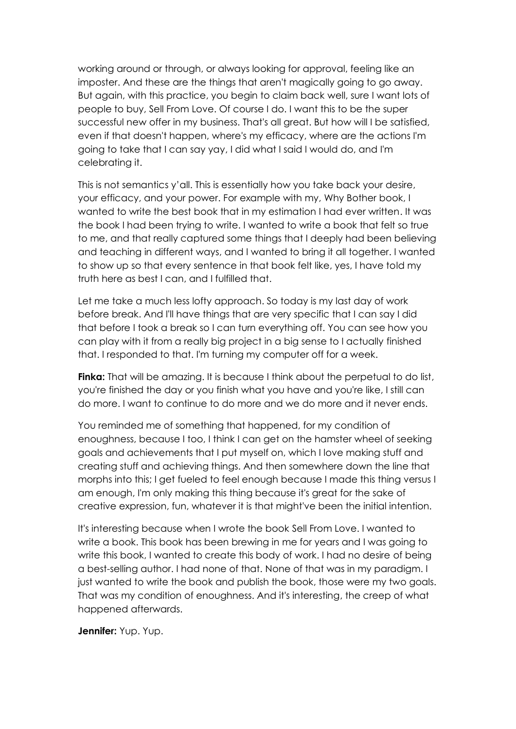working around or through, or always looking for approval, feeling like an imposter. And these are the things that aren't magically going to go away. But again, with this practice, you begin to claim back well, sure I want lots of people to buy, Sell From Love. Of course I do. I want this to be the super successful new offer in my business. That's all great. But how will I be satisfied, even if that doesn't happen, where's my efficacy, where are the actions I'm going to take that I can say yay, I did what I said I would do, and I'm celebrating it.

This is not semantics y'all. This is essentially how you take back your desire, your efficacy, and your power. For example with my, Why Bother book, I wanted to write the best book that in my estimation I had ever written. It was the book I had been trying to write. I wanted to write a book that felt so true to me, and that really captured some things that I deeply had been believing and teaching in different ways, and I wanted to bring it all together. I wanted to show up so that every sentence in that book felt like, yes, I have told my truth here as best I can, and I fulfilled that.

Let me take a much less lofty approach. So today is my last day of work before break. And I'll have things that are very specific that I can say I did that before I took a break so I can turn everything off. You can see how you can play with it from a really big project in a big sense to I actually finished that. I responded to that. I'm turning my computer off for a week.

**Finka:** That will be amazing. It is because I think about the perpetual to do list, you're finished the day or you finish what you have and you're like, I still can do more. I want to continue to do more and we do more and it never ends.

You reminded me of something that happened, for my condition of enoughness, because I too, I think I can get on the hamster wheel of seeking goals and achievements that I put myself on, which I love making stuff and creating stuff and achieving things. And then somewhere down the line that morphs into this; I get fueled to feel enough because I made this thing versus I am enough, I'm only making this thing because it's great for the sake of creative expression, fun, whatever it is that might've been the initial intention.

It's interesting because when I wrote the book Sell From Love. I wanted to write a book. This book has been brewing in me for years and I was going to write this book, I wanted to create this body of work. I had no desire of being a best-selling author. I had none of that. None of that was in my paradigm. I just wanted to write the book and publish the book, those were my two goals. That was my condition of enoughness. And it's interesting, the creep of what happened afterwards.

**Jennifer:** Yup. Yup.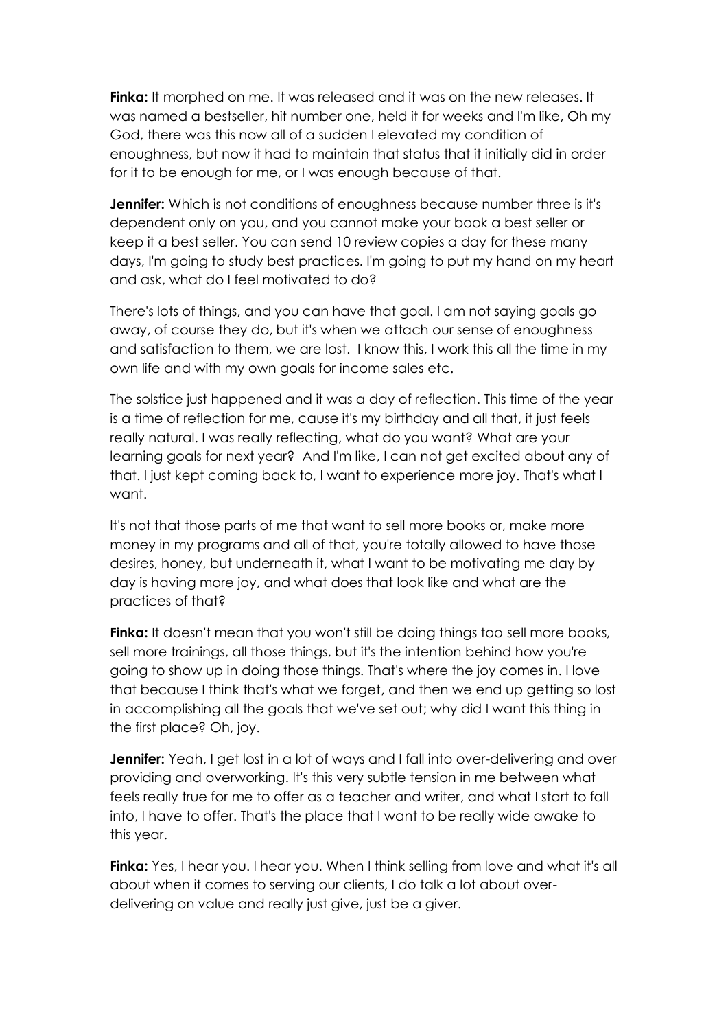**Finka:** It morphed on me. It was released and it was on the new releases. It was named a bestseller, hit number one, held it for weeks and I'm like, Oh my God, there was this now all of a sudden I elevated my condition of enoughness, but now it had to maintain that status that it initially did in order for it to be enough for me, or I was enough because of that.

**Jennifer:** Which is not conditions of enoughness because number three is it's dependent only on you, and you cannot make your book a best seller or keep it a best seller. You can send 10 review copies a day for these many days, I'm going to study best practices. I'm going to put my hand on my heart and ask, what do I feel motivated to do?

There's lots of things, and you can have that goal. I am not saying goals go away, of course they do, but it's when we attach our sense of enoughness and satisfaction to them, we are lost. I know this, I work this all the time in my own life and with my own goals for income sales etc.

The solstice just happened and it was a day of reflection. This time of the year is a time of reflection for me, cause it's my birthday and all that, it just feels really natural. I was really reflecting, what do you want? What are your learning goals for next year? And I'm like, I can not get excited about any of that. I just kept coming back to, I want to experience more joy. That's what I want.

It's not that those parts of me that want to sell more books or, make more money in my programs and all of that, you're totally allowed to have those desires, honey, but underneath it, what I want to be motivating me day by day is having more joy, and what does that look like and what are the practices of that?

**Finka:** It doesn't mean that you won't still be doing things too sell more books, sell more trainings, all those things, but it's the intention behind how you're going to show up in doing those things. That's where the joy comes in. I love that because I think that's what we forget, and then we end up getting so lost in accomplishing all the goals that we've set out; why did I want this thing in the first place? Oh, joy.

**Jennifer:** Yeah, I get lost in a lot of ways and I fall into over-delivering and over providing and overworking. It's this very subtle tension in me between what feels really true for me to offer as a teacher and writer, and what I start to fall into, I have to offer. That's the place that I want to be really wide awake to this year.

**Finka:** Yes, I hear you. I hear you. When I think selling from love and what it's all about when it comes to serving our clients, I do talk a lot about over-delivering on value and really just give, just be a giver.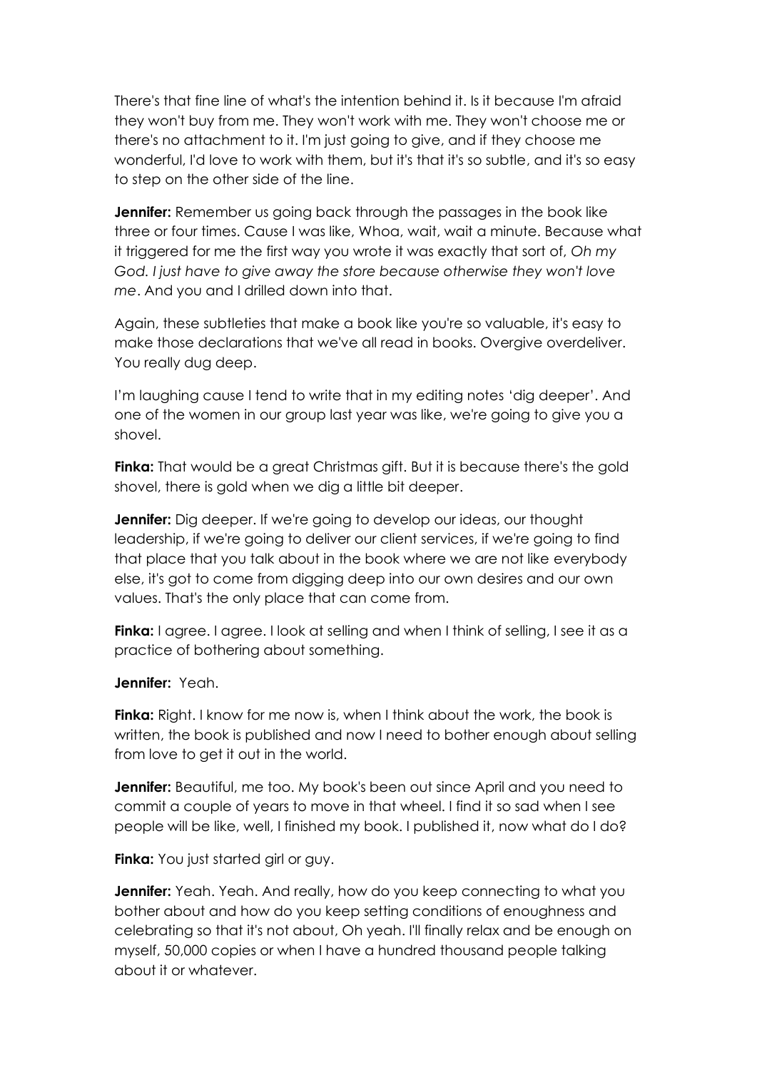There's that fine line of what's the intention behind it. Is it because I'm afraid they won't buy from me. They won't work with me. They won't choose me or there's no attachment to it. I'm just going to give, and if they choose me wonderful, I'd love to work with them, but it's that it's so subtle, and it's so easy to step on the other side of the line.

**Jennifer:** Remember us going back through the passages in the book like three or four times. Cause I was like, Whoa, wait, wait a minute. Because what it triggered for me the first way you wrote it was exactly that sort of, *Oh my God. I just have to give away the store because otherwise they won't love me*. And you and I drilled down into that.

Again, these subtleties that make a book like you're so valuable, it's easy to make those declarations that we've all read in books. Overgive overdeliver. You really dug deep.

I'm laughing cause I tend to write that in my editing notes 'dig deeper'. And one of the women in our group last year was like, we're going to give you a shovel.

**Finka:** That would be a great Christmas gift. But it is because there's the gold shovel, there is gold when we dig a little bit deeper.

**Jennifer:** Dig deeper. If we're going to develop our ideas, our thought leadership, if we're going to deliver our client services, if we're going to find that place that you talk about in the book where we are not like everybody else, it's got to come from digging deep into our own desires and our own values. That's the only place that can come from.

**Finka:** I agree. I agree. I look at selling and when I think of selling, I see it as a practice of bothering about something.

**Jennifer:** Yeah.

**Finka:** Right. I know for me now is, when I think about the work, the book is written, the book is published and now I need to bother enough about selling from love to get it out in the world.

**Jennifer:** Beautiful, me too. My book's been out since April and you need to commit a couple of years to move in that wheel. I find it so sad when I see people will be like, well, I finished my book. I published it, now what do I do?

**Finka:** You just started girl or guy.

**Jennifer:** Yeah. Yeah. And really, how do you keep connecting to what you bother about and how do you keep setting conditions of enoughness and celebrating so that it's not about, Oh yeah. I'll finally relax and be enough on myself, 50,000 copies or when I have a hundred thousand people talking about it or whatever.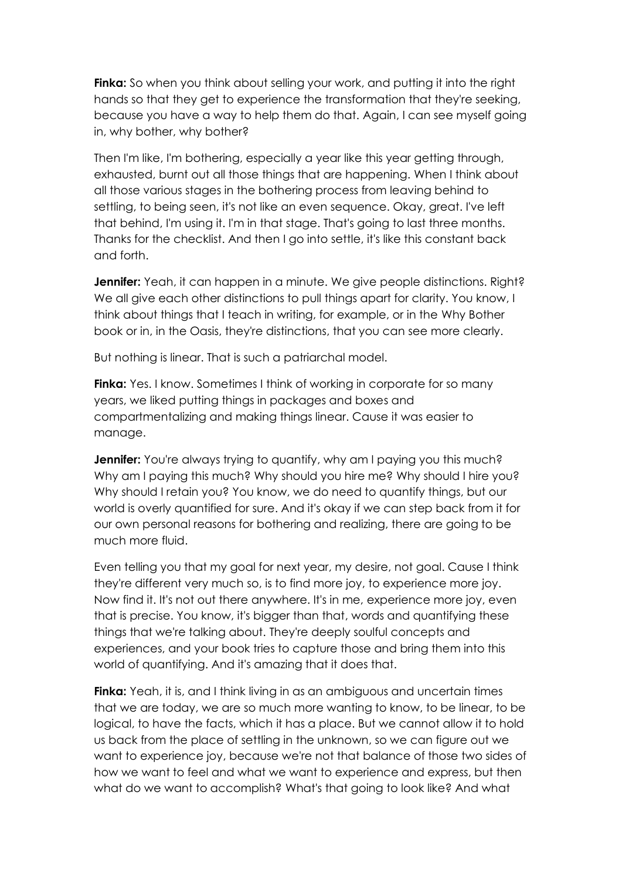**Finka:** So when you think about selling your work, and putting it into the right hands so that they get to experience the transformation that they're seeking, because you have a way to help them do that. Again, I can see myself going in, why bother, why bother?

Then I'm like, I'm bothering, especially a year like this year getting through, exhausted, burnt out all those things that are happening. When I think about all those various stages in the bothering process from leaving behind to settling, to being seen, it's not like an even sequence. Okay, great. I've left that behind, I'm using it. I'm in that stage. That's going to last three months. Thanks for the checklist. And then I go into settle, it's like this constant back and forth.

**Jennifer:** Yeah, it can happen in a minute. We give people distinctions. Right? We all give each other distinctions to pull things apart for clarity. You know, I think about things that I teach in writing, for example, or in the Why Bother book or in, in the Oasis, they're distinctions, that you can see more clearly.

But nothing is linear. That is such a patriarchal model.

**Finka:** Yes. I know. Sometimes I think of working in corporate for so many years, we liked putting things in packages and boxes and compartmentalizing and making things linear. Cause it was easier to manage.

**Jennifer:** You're always trying to quantify, why am I paying you this much? Why am I paying this much? Why should you hire me? Why should I hire you? Why should I retain you? You know, we do need to quantify things, but our world is overly quantified for sure. And it's okay if we can step back from it for our own personal reasons for bothering and realizing, there are going to be much more fluid.

Even telling you that my goal for next year, my desire, not goal. Cause I think they're different very much so, is to find more joy, to experience more joy. Now find it. It's not out there anywhere. It's in me, experience more joy, even that is precise. You know, it's bigger than that, words and quantifying these things that we're talking about. They're deeply soulful concepts and experiences, and your book tries to capture those and bring them into this world of quantifying. And it's amazing that it does that.

**Finka:** Yeah, it is, and I think living in as an ambiguous and uncertain times that we are today, we are so much more wanting to know, to be linear, to be logical, to have the facts, which it has a place. But we cannot allow it to hold us back from the place of settling in the unknown, so we can figure out we want to experience joy, because we're not that balance of those two sides of how we want to feel and what we want to experience and express, but then what do we want to accomplish? What's that going to look like? And what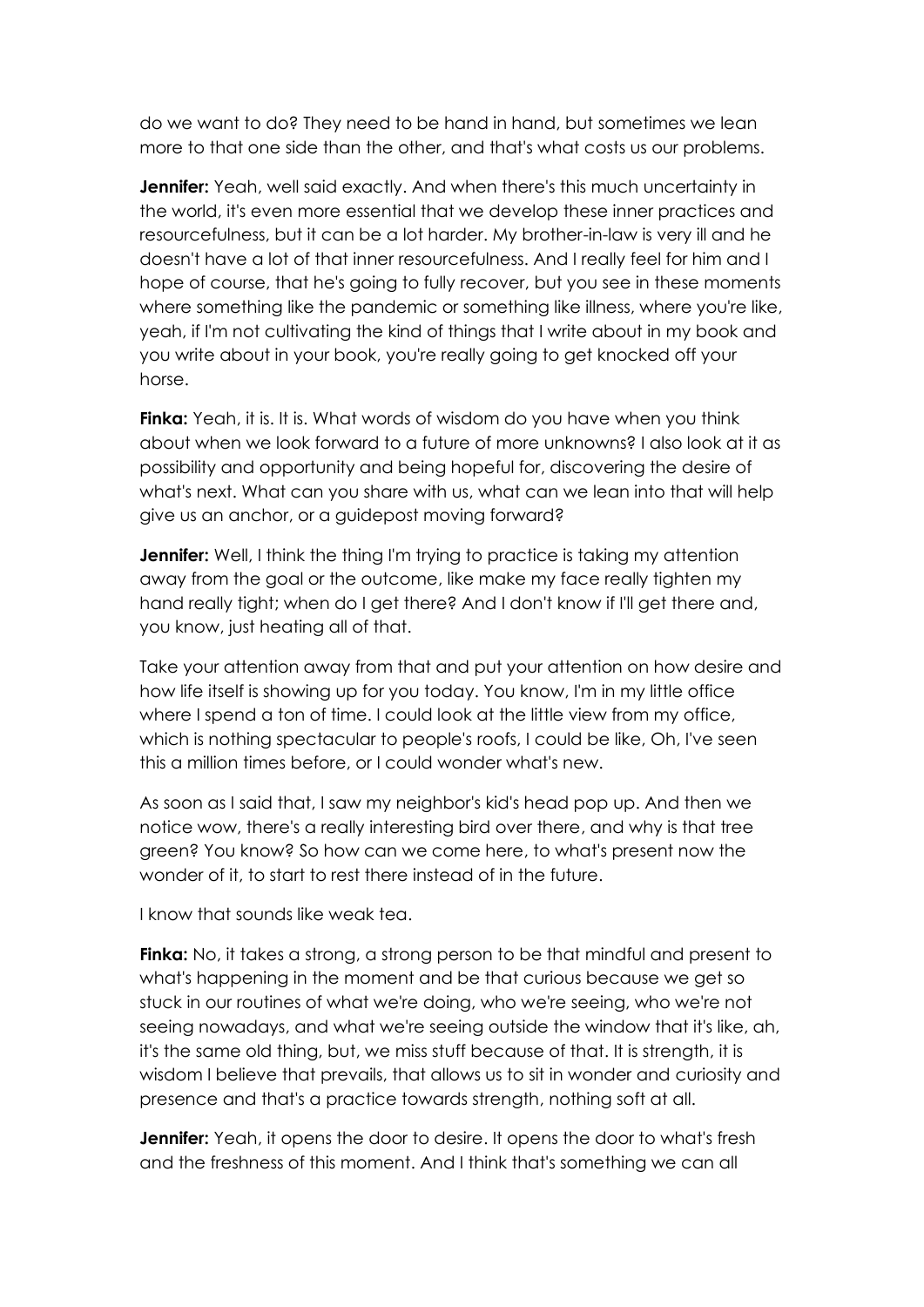do we want to do? They need to be hand in hand, but sometimes we lean more to that one side than the other, and that's what costs us our problems.

**Jennifer:** Yeah, well said exactly. And when there's this much uncertainty in the world, it's even more essential that we develop these inner practices and resourcefulness, but it can be a lot harder. My brother-in-law is very ill and he doesn't have a lot of that inner resourcefulness. And I really feel for him and I hope of course, that he's going to fully recover, but you see in these moments where something like the pandemic or something like illness, where you're like, yeah, if I'm not cultivating the kind of things that I write about in my book and you write about in your book, you're really going to get knocked off your horse.

**Finka:** Yeah, it is. It is. What words of wisdom do you have when you think about when we look forward to a future of more unknowns? I also look at it as possibility and opportunity and being hopeful for, discovering the desire of what's next. What can you share with us, what can we lean into that will help give us an anchor, or a guidepost moving forward?

**Jennifer:** Well, I think the thing I'm trying to practice is taking my attention away from the goal or the outcome, like make my face really tighten my hand really tight; when do I get there? And I don't know if I'll get there and, you know, just heating all of that.

Take your attention away from that and put your attention on how desire and how life itself is showing up for you today. You know, I'm in my little office where I spend a ton of time. I could look at the little view from my office, which is nothing spectacular to people's roofs, I could be like, Oh, I've seen this a million times before, or I could wonder what's new.

As soon as I said that, I saw my neighbor's kid's head pop up. And then we notice wow, there's a really interesting bird over there, and why is that tree green? You know? So how can we come here, to what's present now the wonder of it, to start to rest there instead of in the future.

I know that sounds like weak tea.

**Finka:** No, it takes a strong, a strong person to be that mindful and present to what's happening in the moment and be that curious because we get so stuck in our routines of what we're doing, who we're seeing, who we're not seeing nowadays, and what we're seeing outside the window that it's like, ah, it's the same old thing, but, we miss stuff because of that. It is strength, it is wisdom I believe that prevails, that allows us to sit in wonder and curiosity and presence and that's a practice towards strength, nothing soft at all.

**Jennifer:** Yeah, it opens the door to desire. It opens the door to what's fresh and the freshness of this moment. And I think that's something we can all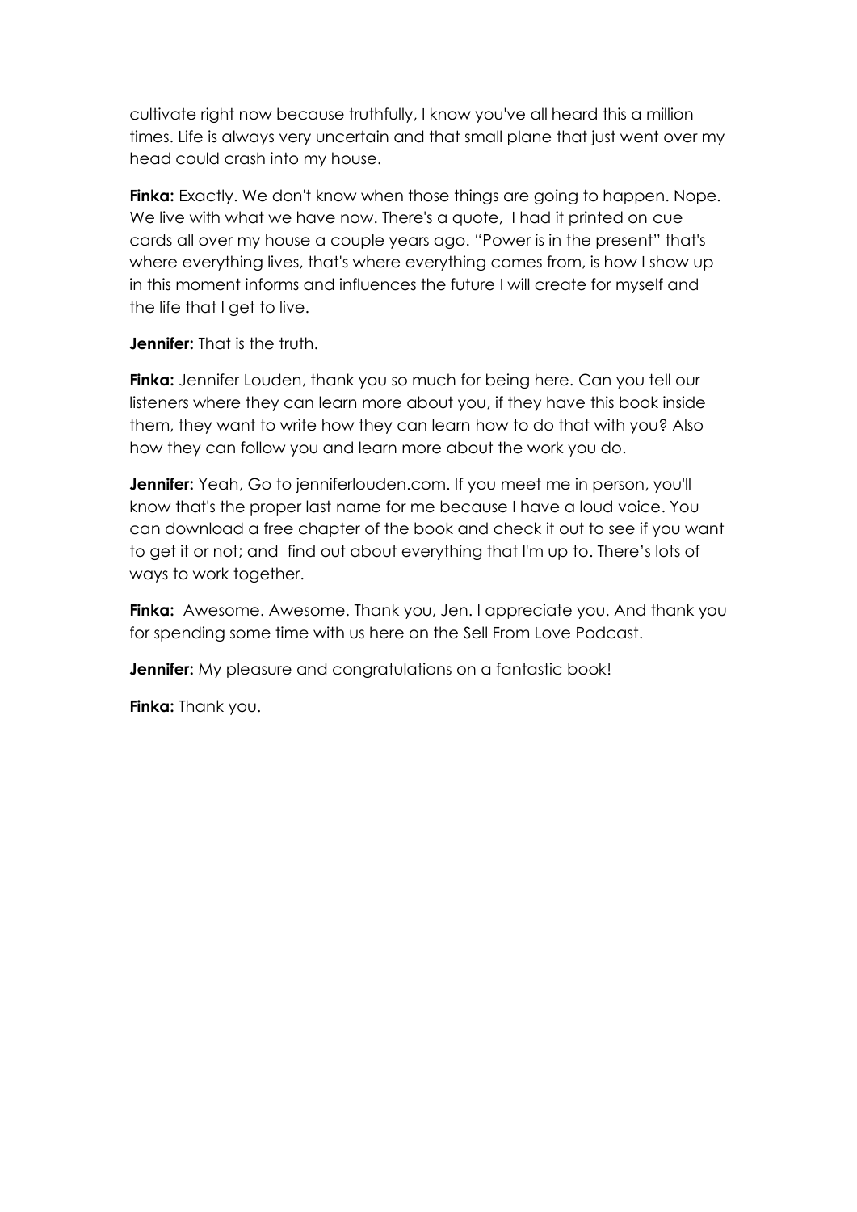cultivate right now because truthfully, I know you've all heard this a million times. Life is always very uncertain and that small plane that just went over my head could crash into my house.

**Finka:** Exactly. We don't know when those things are going to happen. Nope. We live with what we have now. There's a quote, I had it printed on cue cards all over my house a couple years ago. "Power is in the present" that's where everything lives, that's where everything comes from, is how I show up in this moment informs and influences the future I will create for myself and the life that I get to live.

**Jennifer:** That is the truth.

**Finka:** Jennifer Louden, thank you so much for being here. Can you tell our listeners where they can learn more about you, if they have this book inside them, they want to write how they can learn how to do that with you? Also how they can follow you and learn more about the work you do.

**Jennifer:** Yeah, Go to jenniferlouden.com. If you meet me in person, you'll know that's the proper last name for me because I have a loud voice. You can download a free chapter of the book and check it out to see if you want to get it or not; and find out about everything that I'm up to. There's lots of ways to work together.

**Finka:** Awesome. Awesome. Thank you, Jen. I appreciate you. And thank you for spending some time with us here on the Sell From Love Podcast.

**Jennifer:** My pleasure and congratulations on a fantastic book!

**Finka:** Thank you.